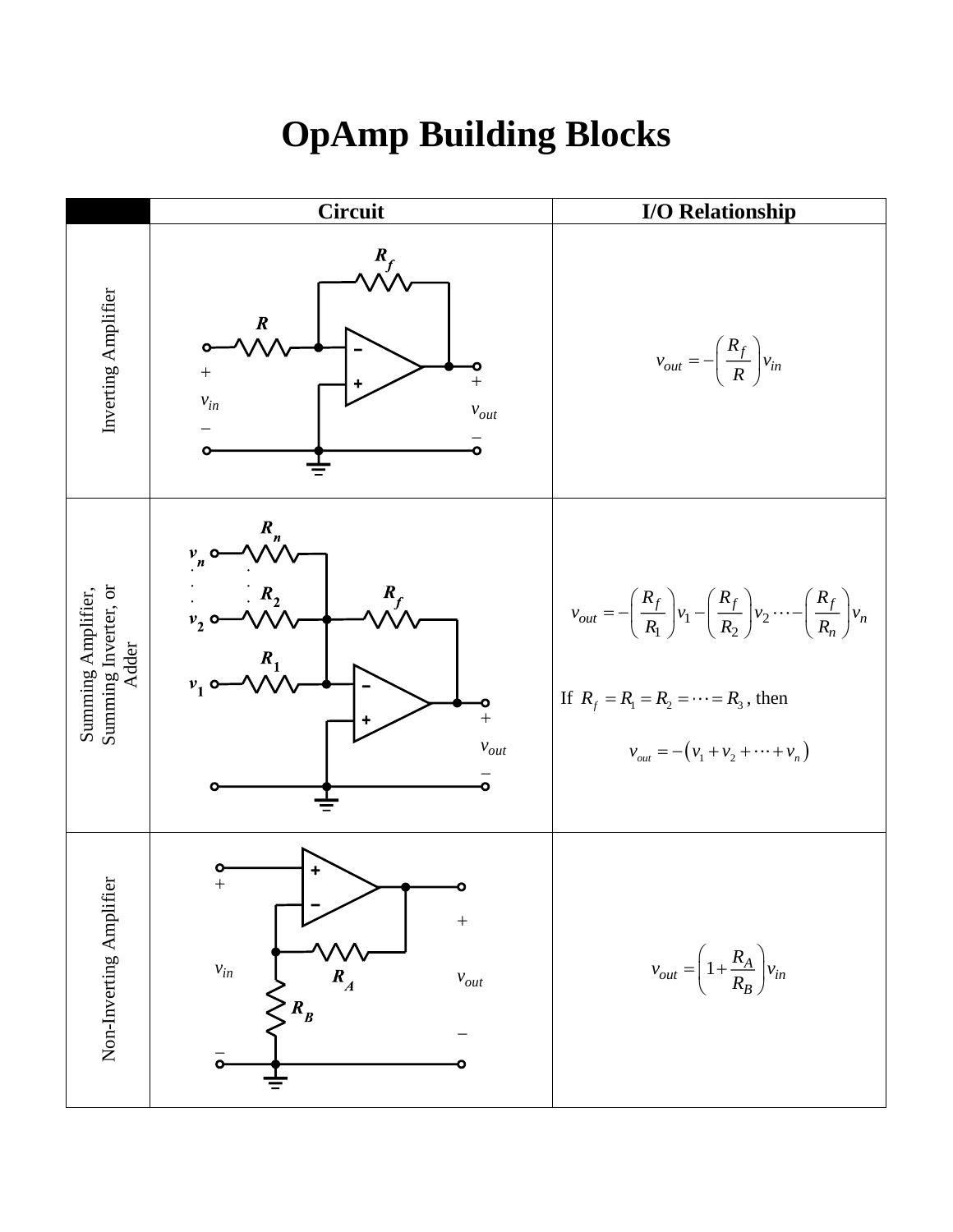# OpAmp Building Blocks

| | Circuit | I/O Relationship |
|---|---|---|
| Inverting Amplifier | | $v_{out} = -\left(\frac{R_f}{R}\right)v_{in}$ |
| Summing Amplifier, Summing Inverter, or Adder | | $v_{out} = -\left(\frac{R_f}{R_1}\right)v_1 - \left(\frac{R_f}{R_2}\right)v_2 \cdots - \left(\frac{R_f}{R_n}\right)v_n$ <br><br> If $R_f = R_1 = R_2 = \cdots = R_3$, then <br><br> $v_{out} = -\left(v_1 + v_2 + \cdots + v_n\right)$ |
| Non-Inverting Amplifier | | $v_{out} = \left(1 + \frac{R_A}{R_B}\right)v_{in}$ |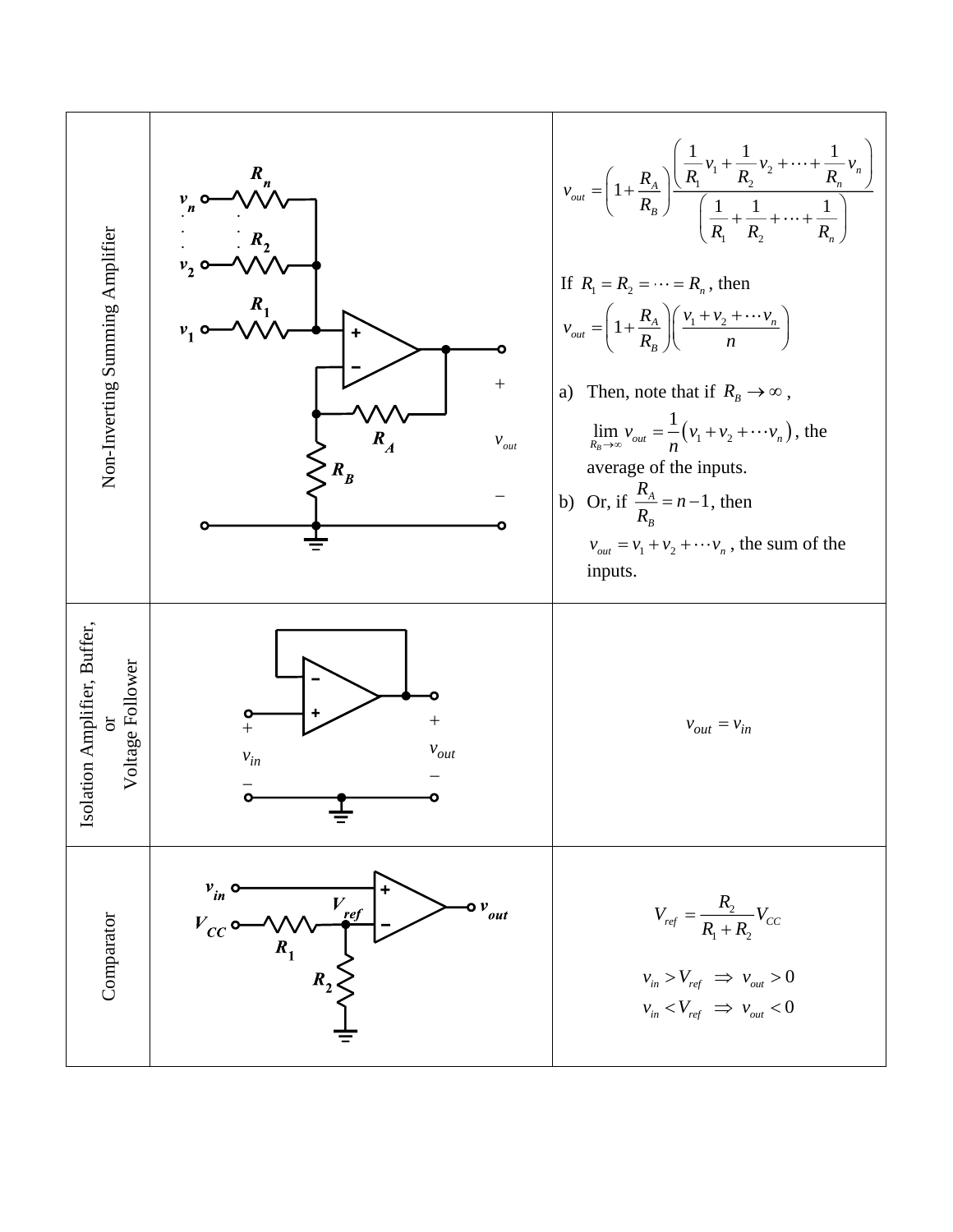| Non-Inverting Summing Amplifier | $v_n$, $R_n$, $v_2$, $R_2$, $v_1$, $R_1$, $R_A$, $R_B$, $+$ $v_{out}$ $-$ | $$v_{out} = \left(1+\frac{R_A}{R_B}\right)\frac{\left(\frac{1}{R_1}v_1+\frac{1}{R_2}v_2+\cdots+\frac{1}{R_n}v_n\right)}{\left(\frac{1}{R_1}+\frac{1}{R_2}+\cdots+\frac{1}{R_n}\right)}$$ If $R_1 = R_2 = \cdots = R_n$, then $$v_{out} = \left(1+\frac{R_A}{R_B}\right)\left(\frac{v_1+v_2+\cdots v_n}{n}\right)$$ a) Then, note that if $R_B \to \infty$, $\lim_{R_B\to\infty} v_{out} = \frac{1}{n}\left(v_1+v_2+\cdots v_n\right)$, the average of the inputs. b) Or, if $\frac{R_A}{R_B} = n-1$, then $v_{out} = v_1+v_2+\cdots v_n$, the sum of the inputs. |
|---|---|---|
| Isolation Amplifier, Buffer, or Voltage Follower | $+$ $v_{in}$ $-$, $+$ $v_{out}$ $-$ | $$v_{out} = v_{in}$$ |
| Comparator | $v_{in}$, $V_{CC}$, $R_1$, $R_2$, $V_{ref}$, $v_{out}$ | $$V_{ref} = \frac{R_2}{R_1+R_2}V_{CC}$$ $$v_{in} > V_{ref} \;\Rightarrow\; v_{out} > 0$$ $$v_{in} < V_{ref} \;\Rightarrow\; v_{out} < 0$$ |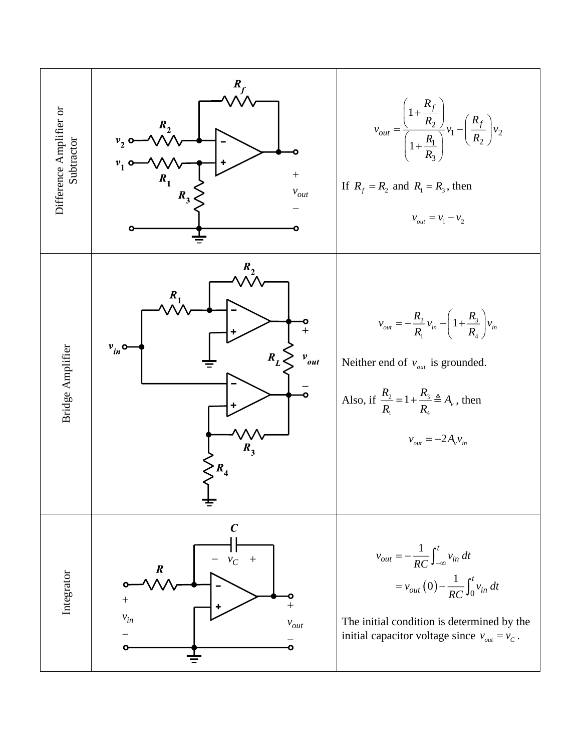| | | |
|---|---|---|
| Difference Amplifier or Subtractor | | $$v_{out} = \frac{\left(1+\frac{R_f}{R_2}\right)}{\left(1+\frac{R_1}{R_3}\right)} v_1 - \left(\frac{R_f}{R_2}\right) v_2$$ If $R_f = R_2$ and $R_1 = R_3$, then $$v_{out} = v_1 - v_2$$ |
| Bridge Amplifier | | $$v_{out} = -\frac{R_2}{R_1} v_{in} - \left(1+\frac{R_3}{R_4}\right) v_{in}$$ Neither end of $v_{out}$ is grounded. Also, if $\frac{R_2}{R_1} = 1+\frac{R_3}{R_4} \triangleq A_v$, then $$v_{out} = -2A_v v_{in}$$ |
| Integrator | | $$v_{out} = -\frac{1}{RC}\int_{-\infty}^{t} v_{in}\, dt = v_{out}(0) - \frac{1}{RC}\int_{0}^{t} v_{in}\, dt$$ The initial condition is determined by the initial capacitor voltage since $v_{out} = v_C$. |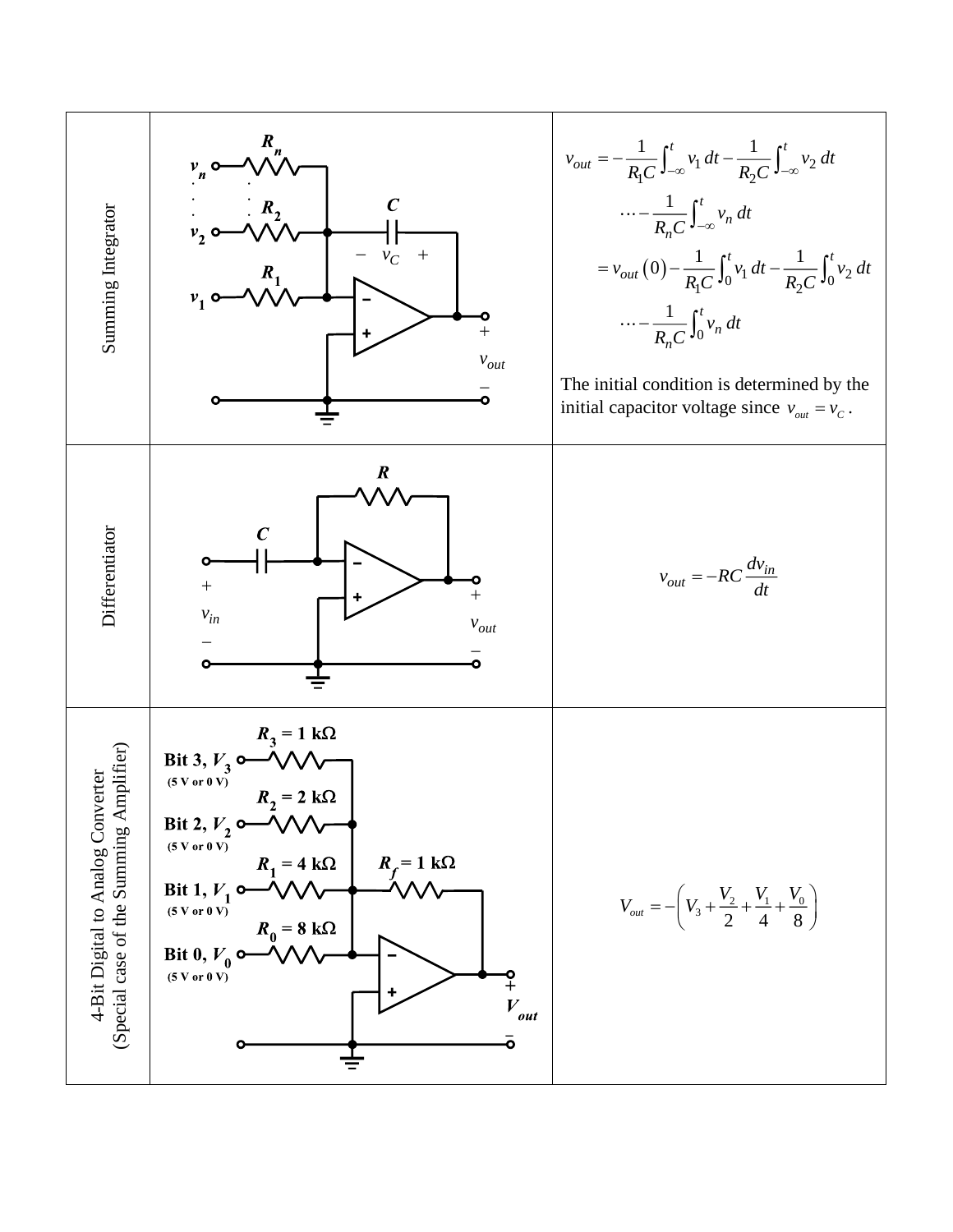| | | |
|---|---|---|
| Summing Integrator | | $$v_{out} = -\frac{1}{R_1 C}\int_{-\infty}^{t} v_1\,dt - \frac{1}{R_2 C}\int_{-\infty}^{t} v_2\,dt \cdots - \frac{1}{R_n C}\int_{-\infty}^{t} v_n\,dt = v_{out}(0) - \frac{1}{R_1 C}\int_{0}^{t} v_1\,dt - \frac{1}{R_2 C}\int_{0}^{t} v_2\,dt \cdots - \frac{1}{R_n C}\int_{0}^{t} v_n\,dt$$ The initial condition is determined by the initial capacitor voltage since $v_{out} = v_C$. |
| Differentiator | | $$v_{out} = -RC\frac{dv_{in}}{dt}$$ |
| 4-Bit Digital to Analog Converter (Special case of the Summing Amplifier) | | $$V_{out} = -\left(V_3 + \frac{V_2}{2} + \frac{V_1}{4} + \frac{V_0}{8}\right)$$ |